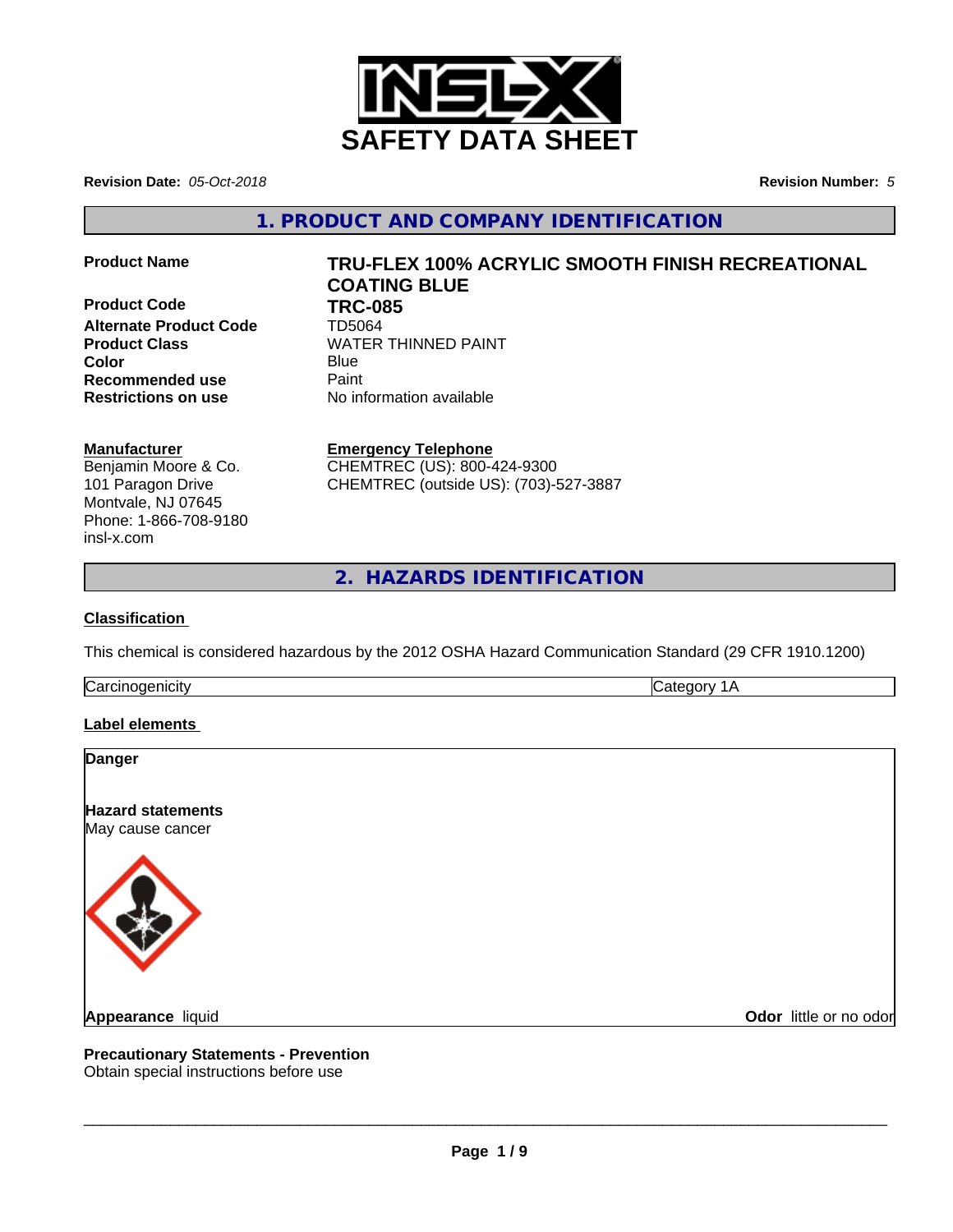# SAFETY DATA SHEET

**Revision Date:** *05-Oct-2018*

**Revision Number:** *5*

## 1. PRODUCT AND COMPANY IDENTIFICATION

| | |
|---|---|
| **Product Name** | **TRU-FLEX 100% ACRYLIC SMOOTH FINISH RECREATIONAL COATING BLUE** |
| **Product Code** | **TRC-085** |
| **Alternate Product Code** | TD5064 |
| **Product Class** | WATER THINNED PAINT |
| **Color** | Blue |
| **Recommended use** | Paint |
| **Restrictions on use** | No information available |

**Manufacturer**
Benjamin Moore & Co.
101 Paragon Drive
Montvale, NJ 07645
Phone: 1-866-708-9180
insl-x.com

**Emergency Telephone**
CHEMTREC (US): 800-424-9300
CHEMTREC (outside US): (703)-527-3887

## 2. HAZARDS IDENTIFICATION

### Classification

This chemical is considered hazardous by the 2012 OSHA Hazard Communication Standard (29 CFR 1910.1200)

| | |
|---|---|
| Carcinogenicity | Category 1A |

### Label elements

**Danger**

**Hazard statements**
May cause cancer

**Appearance** liquid

**Odor** little or no odor

**Precautionary Statements - Prevention**
Obtain special instructions before use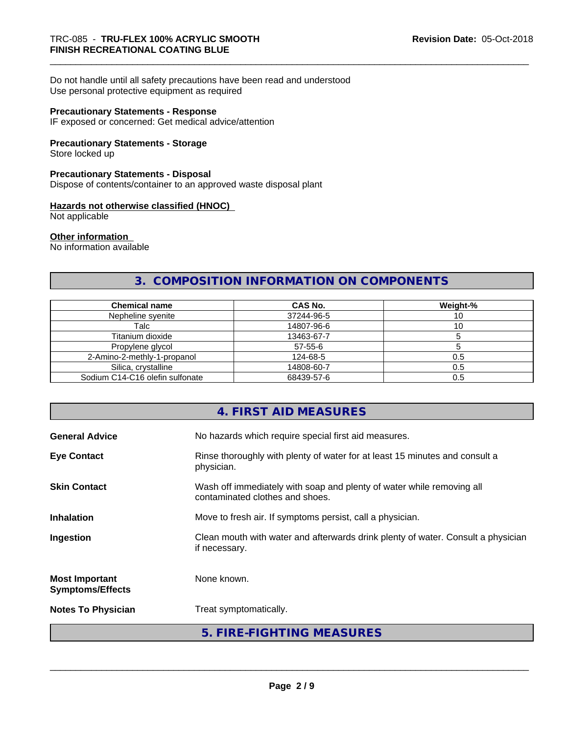Do not handle until all safety precautions have been read and understood
Use personal protective equipment as required

**Precautionary Statements - Response**
IF exposed or concerned: Get medical advice/attention

**Precautionary Statements - Storage**
Store locked up

**Precautionary Statements - Disposal**
Dispose of contents/container to an approved waste disposal plant

**Hazards not otherwise classified (HNOC)**
Not applicable

**Other information**
No information available

## 3. COMPOSITION INFORMATION ON COMPONENTS

| Chemical name | CAS No. | Weight-% |
|---|---|---|
| Nepheline syenite | 37244-96-5 | 10 |
| Talc | 14807-96-6 | 10 |
| Titanium dioxide | 13463-67-7 | 5 |
| Propylene glycol | 57-55-6 | 5 |
| 2-Amino-2-methly-1-propanol | 124-68-5 | 0.5 |
| Silica, crystalline | 14808-60-7 | 0.5 |
| Sodium C14-C16 olefin sulfonate | 68439-57-6 | 0.5 |

## 4. FIRST AID MEASURES

**General Advice** No hazards which require special first aid measures.

**Eye Contact** Rinse thoroughly with plenty of water for at least 15 minutes and consult a physician.

**Skin Contact** Wash off immediately with soap and plenty of water while removing all contaminated clothes and shoes.

**Inhalation** Move to fresh air. If symptoms persist, call a physician.

**Ingestion** Clean mouth with water and afterwards drink plenty of water. Consult a physician if necessary.

**Most Important Symptoms/Effects** None known.

**Notes To Physician** Treat symptomatically.

## 5. FIRE-FIGHTING MEASURES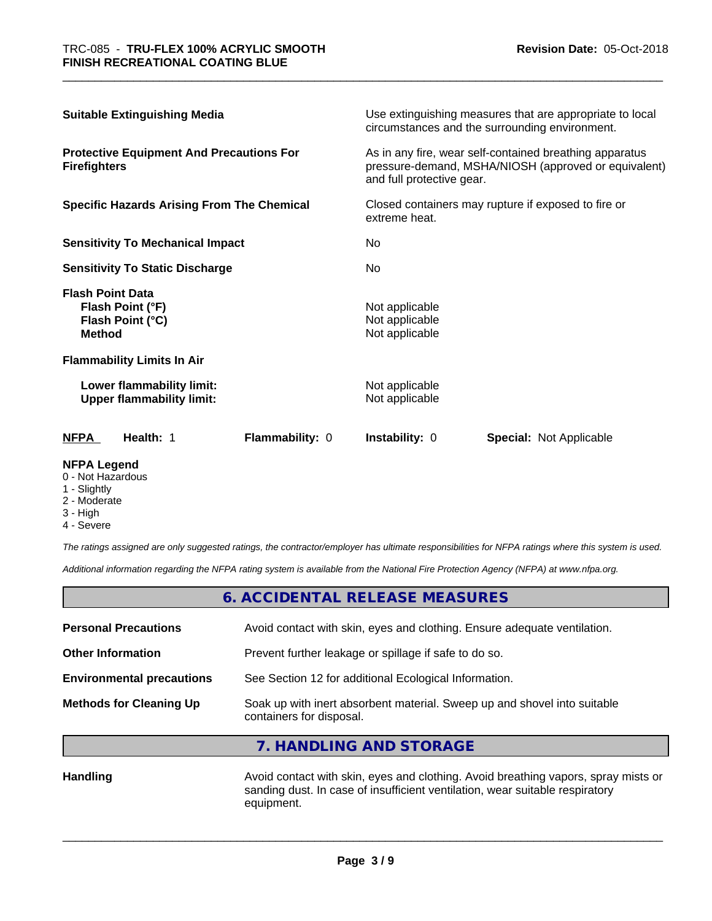| | |
|---|---|
| **Suitable Extinguishing Media** | Use extinguishing measures that are appropriate to local circumstances and the surrounding environment. |
| **Protective Equipment And Precautions For Firefighters** | As in any fire, wear self-contained breathing apparatus pressure-demand, MSHA/NIOSH (approved or equivalent) and full protective gear. |
| **Specific Hazards Arising From The Chemical** | Closed containers may rupture if exposed to fire or extreme heat. |
| **Sensitivity To Mechanical Impact** | No |
| **Sensitivity To Static Discharge** | No |
| **Flash Point Data** | |
| **Flash Point (°F)** | Not applicable |
| **Flash Point (°C)** | Not applicable |
| **Method** | Not applicable |
| **Flammability Limits In Air** | |
| **Lower flammability limit:** | Not applicable |
| **Upper flammability limit:** | Not applicable |

| **NFPA** | **Health:** 1 | **Flammability:** 0 | **Instability:** 0 | **Special:** Not Applicable |
|---|---|---|---|---|

**NFPA Legend**

- 0 - Not Hazardous
- 1 - Slightly
- 2 - Moderate
- 3 - High
- 4 - Severe

*The ratings assigned are only suggested ratings, the contractor/employer has ultimate responsibilities for NFPA ratings where this system is used.*

*Additional information regarding the NFPA rating system is available from the National Fire Protection Agency (NFPA) at www.nfpa.org.*

## 6. ACCIDENTAL RELEASE MEASURES

| | |
|---|---|
| **Personal Precautions** | Avoid contact with skin, eyes and clothing. Ensure adequate ventilation. |
| **Other Information** | Prevent further leakage or spillage if safe to do so. |
| **Environmental precautions** | See Section 12 for additional Ecological Information. |
| **Methods for Cleaning Up** | Soak up with inert absorbent material. Sweep up and shovel into suitable containers for disposal. |

## 7. HANDLING AND STORAGE

| | |
|---|---|
| **Handling** | Avoid contact with skin, eyes and clothing. Avoid breathing vapors, spray mists or sanding dust. In case of insufficient ventilation, wear suitable respiratory equipment. |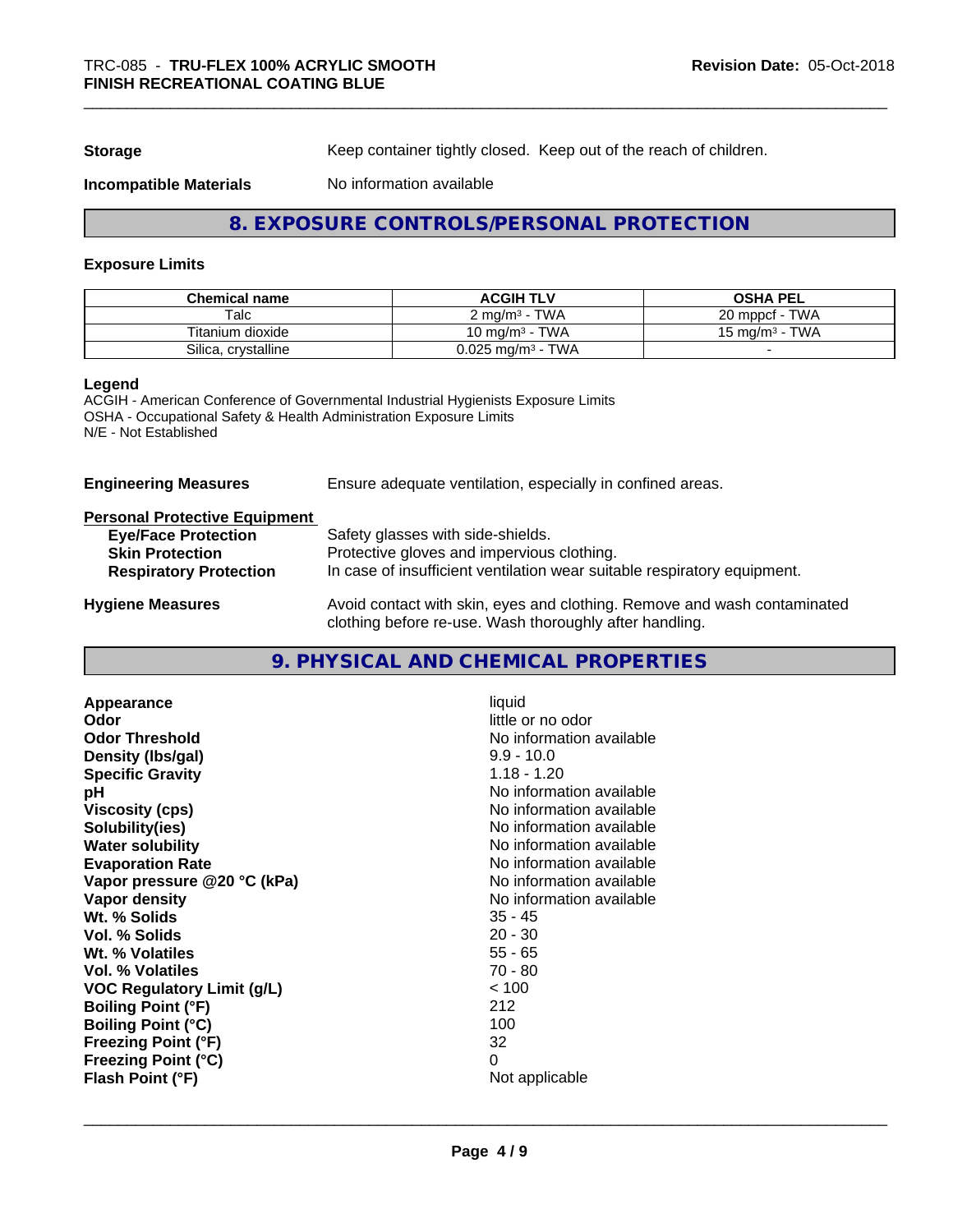**Storage** Keep container tightly closed. Keep out of the reach of children.

**Incompatible Materials** No information available

## 8. EXPOSURE CONTROLS/PERSONAL PROTECTION

### Exposure Limits

| Chemical name | ACGIH TLV | OSHA PEL |
|---|---|---|
| Talc | 2 mg/m³ - TWA | 20 mppcf - TWA |
| Titanium dioxide | 10 mg/m³ - TWA | 15 mg/m³ - TWA |
| Silica, crystalline | 0.025 mg/m³ - TWA | - |

**Legend**
ACGIH - American Conference of Governmental Industrial Hygienists Exposure Limits
OSHA - Occupational Safety & Health Administration Exposure Limits
N/E - Not Established

**Engineering Measures** Ensure adequate ventilation, especially in confined areas.

**Personal Protective Equipment**

- **Eye/Face Protection** Safety glasses with side-shields.
- **Skin Protection** Protective gloves and impervious clothing.
- **Respiratory Protection** In case of insufficient ventilation wear suitable respiratory equipment.

**Hygiene Measures** Avoid contact with skin, eyes and clothing. Remove and wash contaminated clothing before re-use. Wash thoroughly after handling.

## 9. PHYSICAL AND CHEMICAL PROPERTIES

| | |
|---|---|
| **Appearance** | liquid |
| **Odor** | little or no odor |
| **Odor Threshold** | No information available |
| **Density (lbs/gal)** | 9.9 - 10.0 |
| **Specific Gravity** | 1.18 - 1.20 |
| **pH** | No information available |
| **Viscosity (cps)** | No information available |
| **Solubility(ies)** | No information available |
| **Water solubility** | No information available |
| **Evaporation Rate** | No information available |
| **Vapor pressure @20 °C (kPa)** | No information available |
| **Vapor density** | No information available |
| **Wt. % Solids** | 35 - 45 |
| **Vol. % Solids** | 20 - 30 |
| **Wt. % Volatiles** | 55 - 65 |
| **Vol. % Volatiles** | 70 - 80 |
| **VOC Regulatory Limit (g/L)** | < 100 |
| **Boiling Point (°F)** | 212 |
| **Boiling Point (°C)** | 100 |
| **Freezing Point (°F)** | 32 |
| **Freezing Point (°C)** | 0 |
| **Flash Point (°F)** | Not applicable |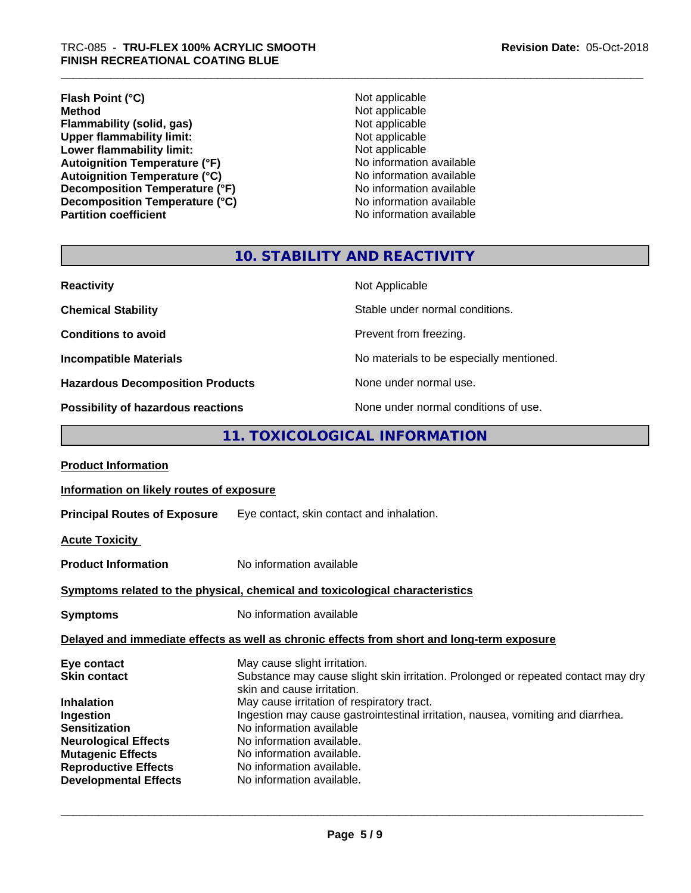| | |
|---|---|
| **Flash Point (°C)** | Not applicable |
| **Method** | Not applicable |
| **Flammability (solid, gas)** | Not applicable |
| **Upper flammability limit:** | Not applicable |
| **Lower flammability limit:** | Not applicable |
| **Autoignition Temperature (°F)** | No information available |
| **Autoignition Temperature (°C)** | No information available |
| **Decomposition Temperature (°F)** | No information available |
| **Decomposition Temperature (°C)** | No information available |
| **Partition coefficient** | No information available |

## 10. STABILITY AND REACTIVITY

| | |
|---|---|
| **Reactivity** | Not Applicable |
| **Chemical Stability** | Stable under normal conditions. |
| **Conditions to avoid** | Prevent from freezing. |
| **Incompatible Materials** | No materials to be especially mentioned. |
| **Hazardous Decomposition Products** | None under normal use. |
| **Possibility of hazardous reactions** | None under normal conditions of use. |

## 11. TOXICOLOGICAL INFORMATION

**Product Information**

**Information on likely routes of exposure**

**Principal Routes of Exposure** Eye contact, skin contact and inhalation.

**Acute Toxicity**

**Product Information** No information available

**Symptoms related to the physical, chemical and toxicological characteristics**

**Symptoms** No information available

**Delayed and immediate effects as well as chronic effects from short and long-term exposure**

| | |
|---|---|
| **Eye contact** | May cause slight irritation. |
| **Skin contact** | Substance may cause slight skin irritation. Prolonged or repeated contact may dry skin and cause irritation. |
| **Inhalation** | May cause irritation of respiratory tract. |
| **Ingestion** | Ingestion may cause gastrointestinal irritation, nausea, vomiting and diarrhea. |
| **Sensitization** | No information available |
| **Neurological Effects** | No information available. |
| **Mutagenic Effects** | No information available. |
| **Reproductive Effects** | No information available. |
| **Developmental Effects** | No information available. |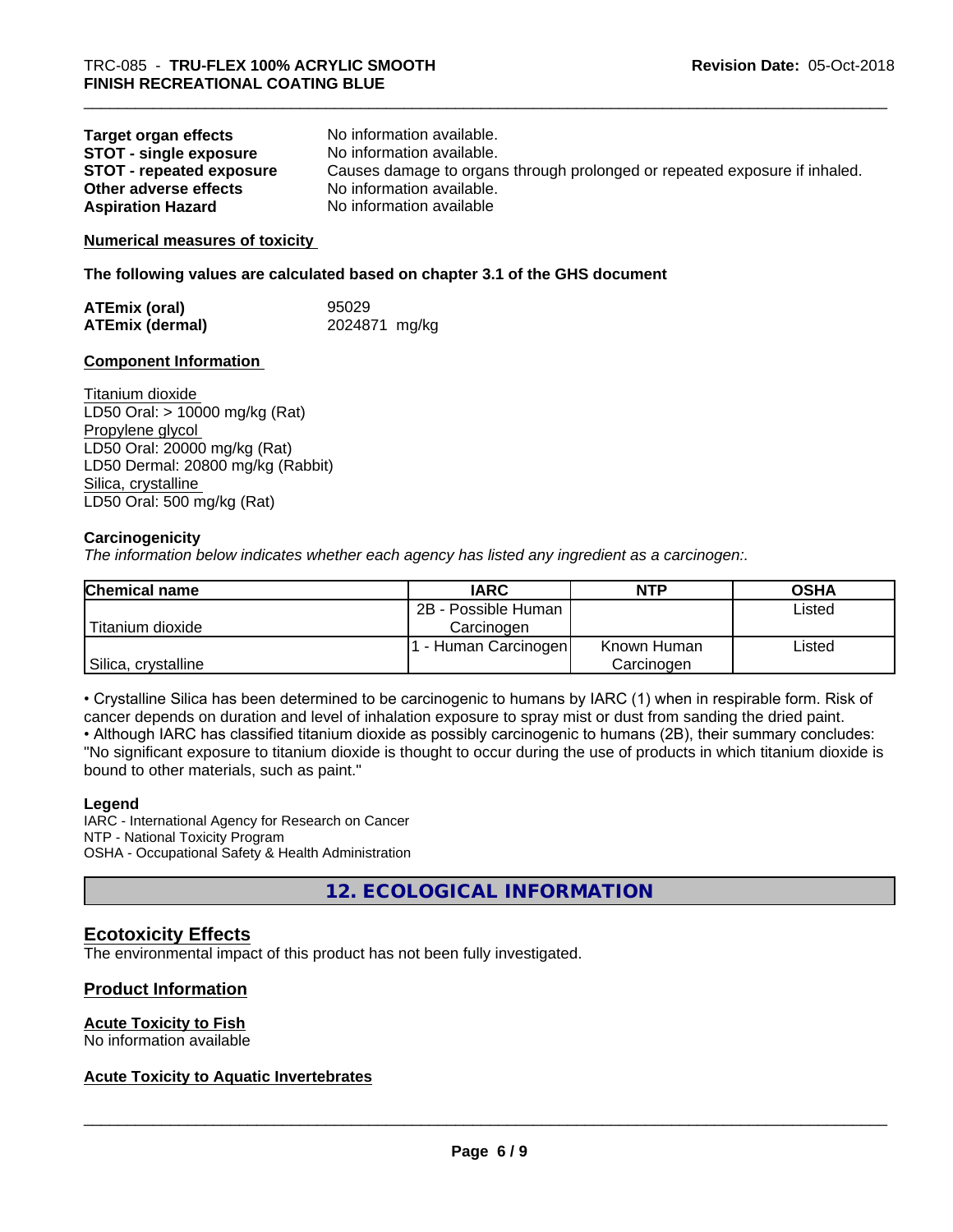| | |
|---|---|
| **Target organ effects** | No information available. |
| **STOT - single exposure** | No information available. |
| **STOT - repeated exposure** | Causes damage to organs through prolonged or repeated exposure if inhaled. |
| **Other adverse effects** | No information available. |
| **Aspiration Hazard** | No information available |

**Numerical measures of toxicity**

**The following values are calculated based on chapter 3.1 of the GHS document**

| | |
|---|---|
| **ATEmix (oral)** | 95029 |
| **ATEmix (dermal)** | 2024871 mg/kg |

**Component Information**

Titanium dioxide
LD50 Oral: > 10000 mg/kg (Rat)
Propylene glycol
LD50 Oral: 20000 mg/kg (Rat)
LD50 Dermal: 20800 mg/kg (Rabbit)
Silica, crystalline
LD50 Oral: 500 mg/kg (Rat)

**Carcinogenicity**

*The information below indicates whether each agency has listed any ingredient as a carcinogen:.*

| Chemical name | IARC | NTP | OSHA |
|---|---|---|---|
| Titanium dioxide | 2B - Possible Human Carcinogen | | Listed |
| Silica, crystalline | 1 - Human Carcinogen | Known Human Carcinogen | Listed |

• Crystalline Silica has been determined to be carcinogenic to humans by IARC (1) when in respirable form. Risk of cancer depends on duration and level of inhalation exposure to spray mist or dust from sanding the dried paint.
• Although IARC has classified titanium dioxide as possibly carcinogenic to humans (2B), their summary concludes: "No significant exposure to titanium dioxide is thought to occur during the use of products in which titanium dioxide is bound to other materials, such as paint."

**Legend**
IARC - International Agency for Research on Cancer
NTP - National Toxicity Program
OSHA - Occupational Safety & Health Administration

## 12. ECOLOGICAL INFORMATION

## Ecotoxicity Effects

The environmental impact of this product has not been fully investigated.

## Product Information

**Acute Toxicity to Fish**
No information available

**Acute Toxicity to Aquatic Invertebrates**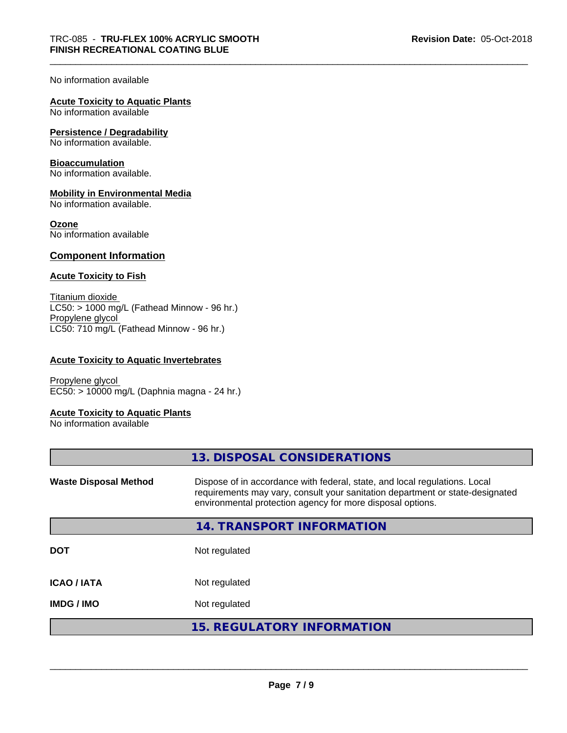No information available

**Acute Toxicity to Aquatic Plants**
No information available

**Persistence / Degradability**
No information available.

**Bioaccumulation**
No information available.

**Mobility in Environmental Media**
No information available.

**Ozone**
No information available

## Component Information

**Acute Toxicity to Fish**

Titanium dioxide
LC50: > 1000 mg/L (Fathead Minnow - 96 hr.)
Propylene glycol
LC50: 710 mg/L (Fathead Minnow - 96 hr.)

**Acute Toxicity to Aquatic Invertebrates**

Propylene glycol
EC50: > 10000 mg/L (Daphnia magna - 24 hr.)

**Acute Toxicity to Aquatic Plants**
No information available

## 13. DISPOSAL CONSIDERATIONS

| | |
|---|---|
| **Waste Disposal Method** | Dispose of in accordance with federal, state, and local regulations. Local requirements may vary, consult your sanitation department or state-designated environmental protection agency for more disposal options. |

## 14. TRANSPORT INFORMATION

| | |
|---|---|
| **DOT** | Not regulated |
| **ICAO / IATA** | Not regulated |
| **IMDG / IMO** | Not regulated |

## 15. REGULATORY INFORMATION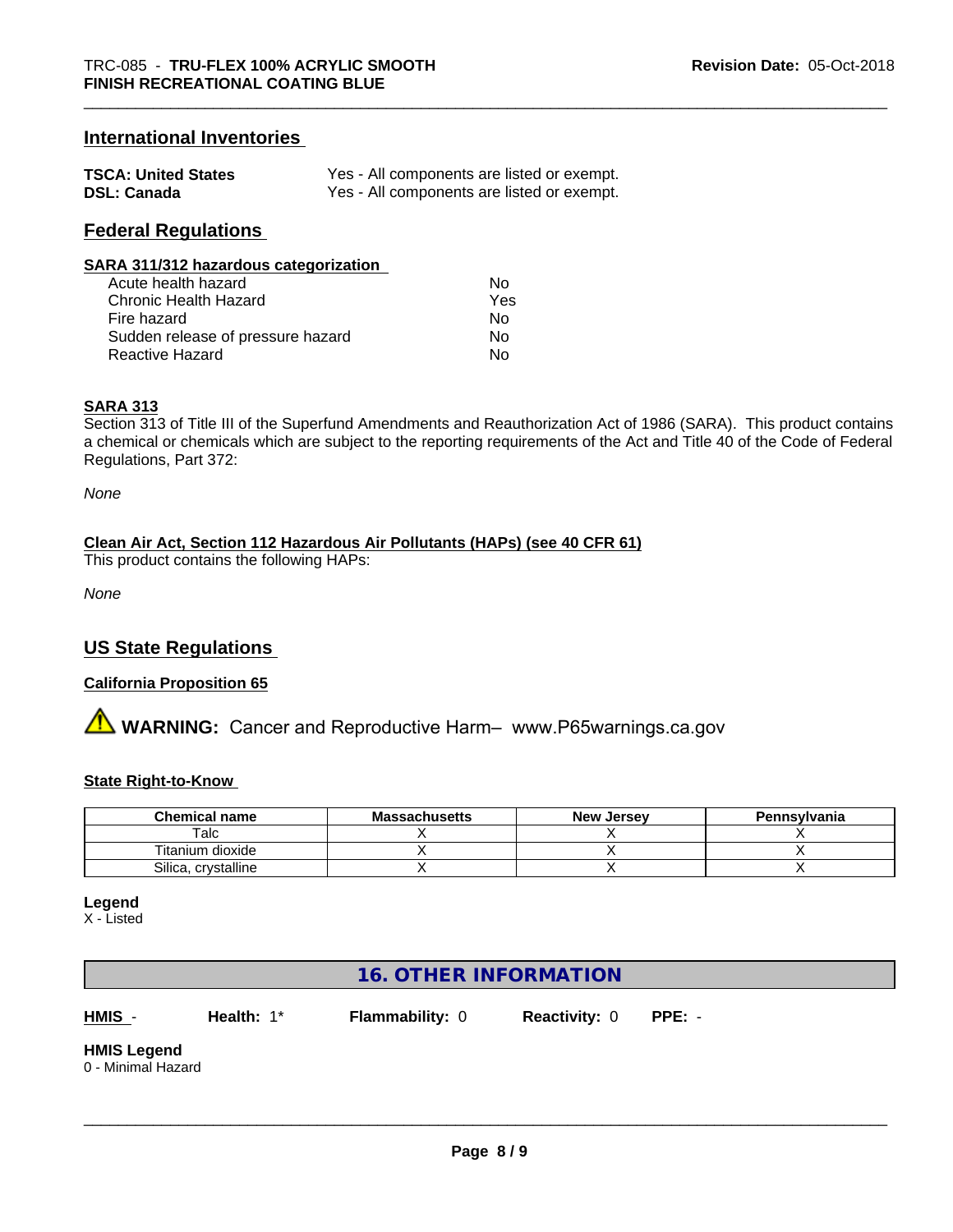## International Inventories

| | |
|---|---|
| **TSCA: United States** | Yes - All components are listed or exempt. |
| **DSL: Canada** | Yes - All components are listed or exempt. |

## Federal Regulations

**SARA 311/312 hazardous categorization**

| | |
|---|---|
| Acute health hazard | No |
| Chronic Health Hazard | Yes |
| Fire hazard | No |
| Sudden release of pressure hazard | No |
| Reactive Hazard | No |

**SARA 313**

Section 313 of Title III of the Superfund Amendments and Reauthorization Act of 1986 (SARA). This product contains a chemical or chemicals which are subject to the reporting requirements of the Act and Title 40 of the Code of Federal Regulations, Part 372:

*None*

**Clean Air Act, Section 112 Hazardous Air Pollutants (HAPs) (see 40 CFR 61)**

This product contains the following HAPs:

*None*

## US State Regulations

**California Proposition 65**

⚠ **WARNING:** Cancer and Reproductive Harm– www.P65warnings.ca.gov

**State Right-to-Know**

| Chemical name | Massachusetts | New Jersey | Pennsylvania |
|---|---|---|---|
| Talc | X | X | X |
| Titanium dioxide | X | X | X |
| Silica, crystalline | X | X | X |

**Legend**

X - Listed

## 16. OTHER INFORMATION

**HMIS** - **Health:** 1* **Flammability:** 0 **Reactivity:** 0 **PPE:** -

**HMIS Legend**

0 - Minimal Hazard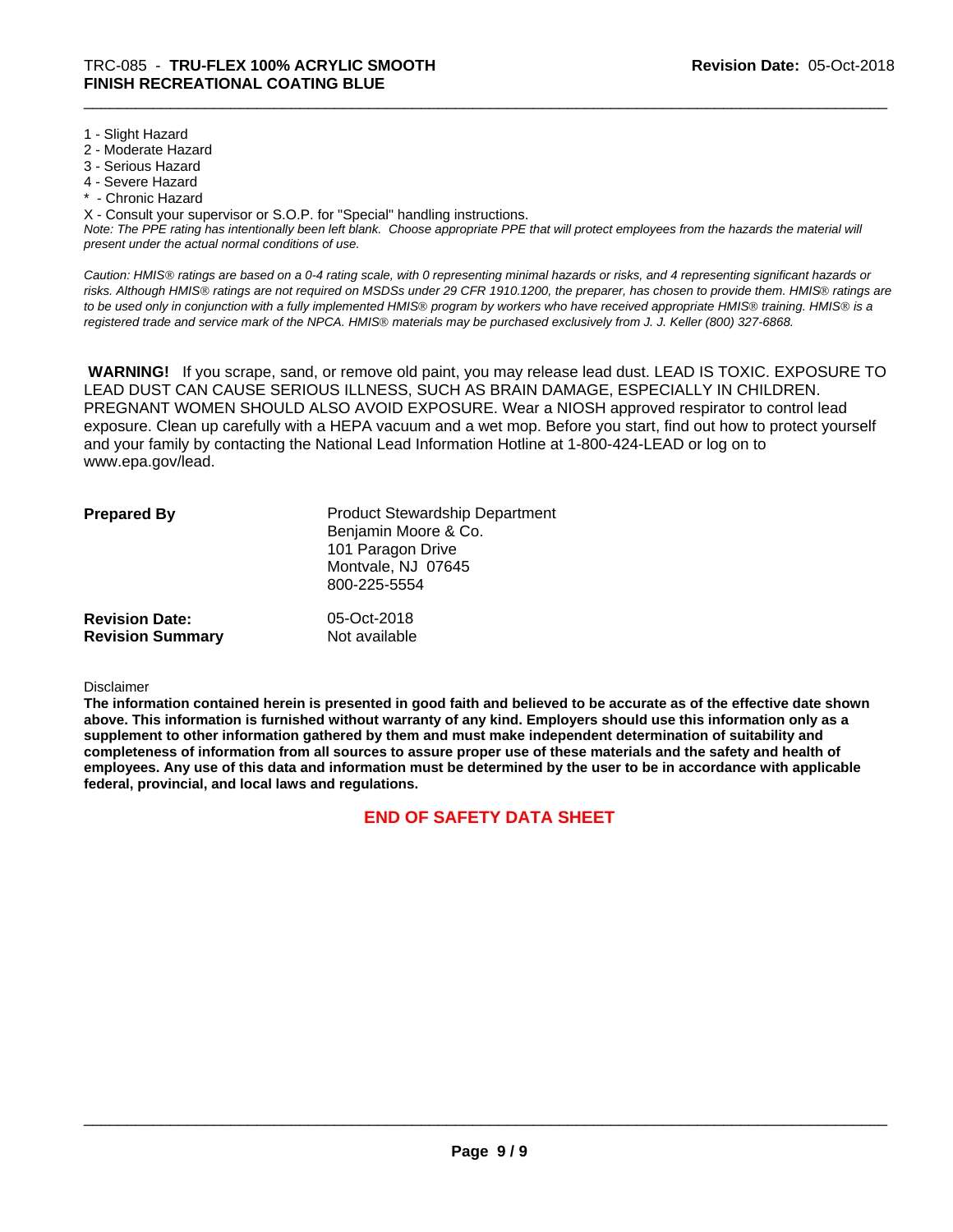1 - Slight Hazard
2 - Moderate Hazard
3 - Serious Hazard
4 - Severe Hazard
* - Chronic Hazard
X - Consult your supervisor or S.O.P. for "Special" handling instructions.

*Note: The PPE rating has intentionally been left blank. Choose appropriate PPE that will protect employees from the hazards the material will present under the actual normal conditions of use.*

*Caution: HMIS® ratings are based on a 0-4 rating scale, with 0 representing minimal hazards or risks, and 4 representing significant hazards or risks. Although HMIS® ratings are not required on MSDSs under 29 CFR 1910.1200, the preparer, has chosen to provide them. HMIS® ratings are to be used only in conjunction with a fully implemented HMIS® program by workers who have received appropriate HMIS® training. HMIS® is a registered trade and service mark of the NPCA. HMIS® materials may be purchased exclusively from J. J. Keller (800) 327-6868.*

**WARNING!** If you scrape, sand, or remove old paint, you may release lead dust. LEAD IS TOXIC. EXPOSURE TO LEAD DUST CAN CAUSE SERIOUS ILLNESS, SUCH AS BRAIN DAMAGE, ESPECIALLY IN CHILDREN. PREGNANT WOMEN SHOULD ALSO AVOID EXPOSURE. Wear a NIOSH approved respirator to control lead exposure. Clean up carefully with a HEPA vacuum and a wet mop. Before you start, find out how to protect yourself and your family by contacting the National Lead Information Hotline at 1-800-424-LEAD or log on to www.epa.gov/lead.

| | |
|---|---|
| **Prepared By** | Product Stewardship Department<br>Benjamin Moore & Co.<br>101 Paragon Drive<br>Montvale, NJ 07645<br>800-225-5554 |
| **Revision Date:** | 05-Oct-2018 |
| **Revision Summary** | Not available |

Disclaimer

**The information contained herein is presented in good faith and believed to be accurate as of the effective date shown above. This information is furnished without warranty of any kind. Employers should use this information only as a supplement to other information gathered by them and must make independent determination of suitability and completeness of information from all sources to assure proper use of these materials and the safety and health of employees. Any use of this data and information must be determined by the user to be in accordance with applicable federal, provincial, and local laws and regulations.**

**END OF SAFETY DATA SHEET**